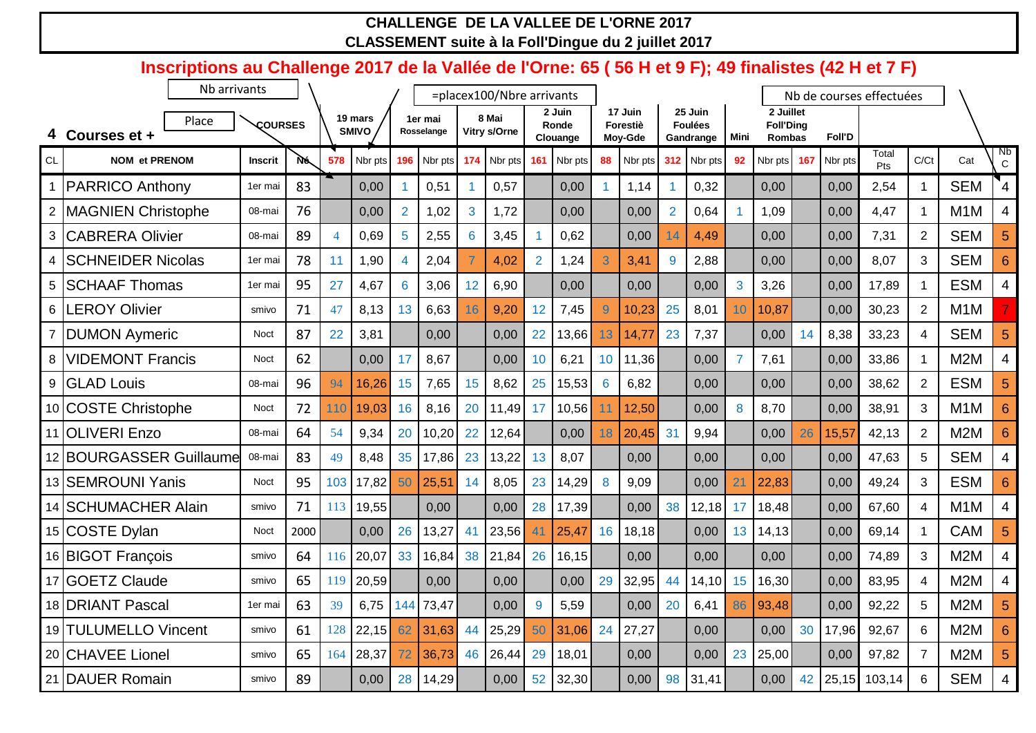# CHALLENGE DE LA VALLEE DE L'ORNE 2017
## CLASSEMENT suite à la Foll'Dingue du 2 juillet 2017

**Inscriptions au Challenge 2017 de la Vallée de l'Orne: 65 ( 56 H et 9 F); 49 finalistes (42 H et 7 F)**

Nb arrivants — Place — =placex100/Nbre arrivants — Nb de courses effectuées

**4 Courses et +**

| CL | NOM et PRENOM | Inscrit | COURSES N° | 19 mars SMIVO 578 | Nbr pts | 1er mai Rosselange 196 | Nbr pts | 8 Mai Vitry s/Orne 174 | Nbr pts | 2 Juin Ronde Clouange 161 | Nbr pts | 17 Juin Forestiè Moy-Gde 88 | Nbr pts | 25 Juin Foulées Gandrange 312 | Nbr pts | Mini 92 | Nbr pts | 2 Juillet Foll'Ding Rombas 167 | Nbr pts | Total Pts | C/Ct | Cat | Nb C |
|---|---|---|---|---|---|---|---|---|---|---|---|---|---|---|---|---|---|---|---|---|---|---|---|
| 1 | PARRICO Anthony | 1er mai | 83 | | 0,00 | 1 | 0,51 | 1 | 0,57 | | 0,00 | 1 | 1,14 | 1 | 0,32 | | 0,00 | | 0,00 | 2,54 | 1 | SEM | 4 |
| 2 | MAGNIEN Christophe | 08-mai | 76 | | 0,00 | 2 | 1,02 | 3 | 1,72 | | 0,00 | | 0,00 | 2 | 0,64 | 1 | 1,09 | | 0,00 | 4,47 | 1 | M1M | 4 |
| 3 | CABRERA Olivier | 08-mai | 89 | 4 | 0,69 | 5 | 2,55 | 6 | 3,45 | 1 | 0,62 | | 0,00 | 14 | 4,49 | | 0,00 | | 0,00 | 7,31 | 2 | SEM | 5 |
| 4 | SCHNEIDER Nicolas | 1er mai | 78 | 11 | 1,90 | 4 | 2,04 | 7 | 4,02 | 2 | 1,24 | 3 | 3,41 | 9 | 2,88 | | 0,00 | | 0,00 | 8,07 | 3 | SEM | 6 |
| 5 | SCHAAF Thomas | 1er mai | 95 | 27 | 4,67 | 6 | 3,06 | 12 | 6,90 | | 0,00 | | 0,00 | | 0,00 | 3 | 3,26 | | 0,00 | 17,89 | 1 | ESM | 4 |
| 6 | LEROY Olivier | smivo | 71 | 47 | 8,13 | 13 | 6,63 | 16 | 9,20 | 12 | 7,45 | 9 | 10,23 | 25 | 8,01 | 10 | 10,87 | | 0,00 | 30,23 | 2 | M1M | 7 |
| 7 | DUMON Aymeric | Noct | 87 | 22 | 3,81 | | 0,00 | | 0,00 | 22 | 13,66 | 13 | 14,77 | 23 | 7,37 | | 0,00 | 14 | 8,38 | 33,23 | 4 | SEM | 5 |
| 8 | VIDEMONT Francis | Noct | 62 | | 0,00 | 17 | 8,67 | | 0,00 | 10 | 6,21 | 10 | 11,36 | | 0,00 | 7 | 7,61 | | 0,00 | 33,86 | 1 | M2M | 4 |
| 9 | GLAD Louis | 08-mai | 96 | 94 | 16,26 | 15 | 7,65 | 15 | 8,62 | 25 | 15,53 | 6 | 6,82 | | 0,00 | | 0,00 | | 0,00 | 38,62 | 2 | ESM | 5 |
| 10 | COSTE Christophe | Noct | 72 | 110 | 19,03 | 16 | 8,16 | 20 | 11,49 | 17 | 10,56 | 11 | 12,50 | | 0,00 | 8 | 8,70 | | 0,00 | 38,91 | 3 | M1M | 6 |
| 11 | OLIVERI Enzo | 08-mai | 64 | 54 | 9,34 | 20 | 10,20 | 22 | 12,64 | | 0,00 | 18 | 20,45 | 31 | 9,94 | | 0,00 | 26 | 15,57 | 42,13 | 2 | M2M | 6 |
| 12 | BOURGASSER Guillaume | 08-mai | 83 | 49 | 8,48 | 35 | 17,86 | 23 | 13,22 | 13 | 8,07 | | 0,00 | | 0,00 | | 0,00 | | 0,00 | 47,63 | 5 | SEM | 4 |
| 13 | SEMROUNI Yanis | Noct | 95 | 103 | 17,82 | 50 | 25,51 | 14 | 8,05 | 23 | 14,29 | 8 | 9,09 | | 0,00 | 21 | 22,83 | | 0,00 | 49,24 | 3 | ESM | 6 |
| 14 | SCHUMACHER Alain | smivo | 71 | 113 | 19,55 | | 0,00 | | 0,00 | 28 | 17,39 | | 0,00 | 38 | 12,18 | 17 | 18,48 | | 0,00 | 67,60 | 4 | M1M | 4 |
| 15 | COSTE Dylan | Noct | 2000 | | 0,00 | 26 | 13,27 | 41 | 23,56 | 41 | 25,47 | 16 | 18,18 | | 0,00 | 13 | 14,13 | | 0,00 | 69,14 | 1 | CAM | 5 |
| 16 | BIGOT François | smivo | 64 | 116 | 20,07 | 33 | 16,84 | 38 | 21,84 | 26 | 16,15 | | 0,00 | | 0,00 | | 0,00 | | 0,00 | 74,89 | 3 | M2M | 4 |
| 17 | GOETZ Claude | smivo | 65 | 119 | 20,59 | | 0,00 | | 0,00 | | 0,00 | 29 | 32,95 | 44 | 14,10 | 15 | 16,30 | | 0,00 | 83,95 | 4 | M2M | 4 |
| 18 | DRIANT Pascal | 1er mai | 63 | 39 | 6,75 | 144 | 73,47 | | 0,00 | 9 | 5,59 | | 0,00 | 20 | 6,41 | 86 | 93,48 | | 0,00 | 92,22 | 5 | M2M | 5 |
| 19 | TULUMELLO Vincent | smivo | 61 | 128 | 22,15 | 62 | 31,63 | 44 | 25,29 | 50 | 31,06 | 24 | 27,27 | | 0,00 | | 0,00 | 30 | 17,96 | 92,67 | 6 | M2M | 6 |
| 20 | CHAVEE Lionel | smivo | 65 | 164 | 28,37 | 72 | 36,73 | 46 | 26,44 | 29 | 18,01 | | 0,00 | | 0,00 | 23 | 25,00 | | 0,00 | 97,82 | 7 | M2M | 5 |
| 21 | DAUER Romain | smivo | 89 | | 0,00 | 28 | 14,29 | | 0,00 | 52 | 32,30 | | 0,00 | 98 | 31,41 | | 0,00 | 42 | 25,15 | 103,14 | 6 | SEM | 4 |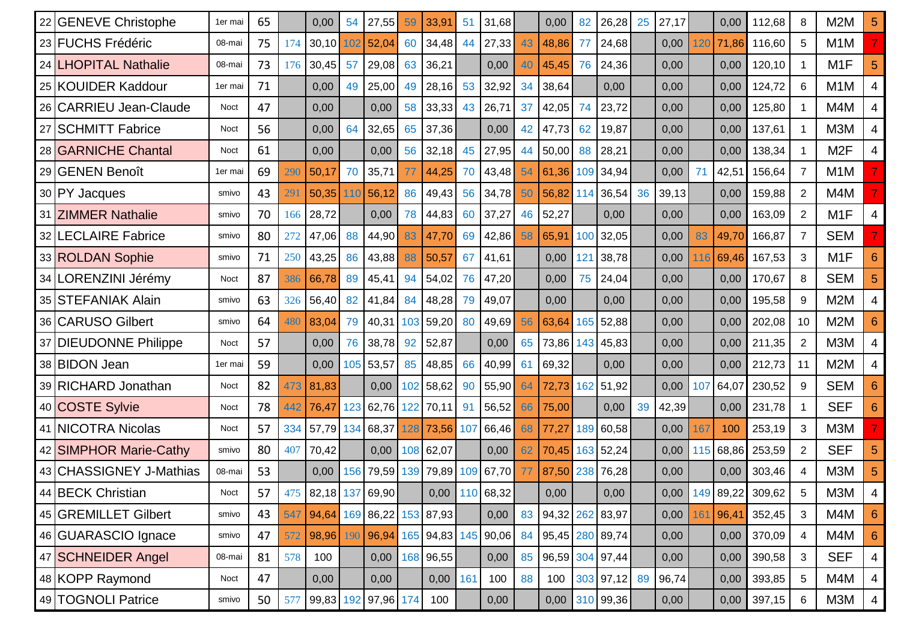| | | | | | | | | | | | | | | | | | | | | | | | |
|---|---|---|---|---|---|---|---|---|---|---|---|---|---|---|---|---|---|---|---|---|---|---|---|
| 22 | GENEVE Christophe | 1er mai | 65 | | 0,00 | 54 | 27,55 | 59 | 33,91 | 51 | 31,68 | | 0,00 | 82 | 26,28 | 25 | 27,17 | | 0,00 | 112,68 | 8 | M2M | 5 |
| 23 | FUCHS Frédéric | 08-mai | 75 | 174 | 30,10 | 102 | 52,04 | 60 | 34,48 | 44 | 27,33 | 43 | 48,86 | 77 | 24,68 | | 0,00 | 120 | 71,86 | 116,60 | 5 | M1M | 7 |
| 24 | LHOPITAL Nathalie | 08-mai | 73 | 176 | 30,45 | 57 | 29,08 | 63 | 36,21 | | 0,00 | 40 | 45,45 | 76 | 24,36 | | 0,00 | | 0,00 | 120,10 | 1 | M1F | 5 |
| 25 | KOUIDER Kaddour | 1er mai | 71 | | 0,00 | 49 | 25,00 | 49 | 28,16 | 53 | 32,92 | 34 | 38,64 | | 0,00 | | 0,00 | | 0,00 | 124,72 | 6 | M1M | 4 |
| 26 | CARRIEU Jean-Claude | Noct | 47 | | 0,00 | | 0,00 | 58 | 33,33 | 43 | 26,71 | 37 | 42,05 | 74 | 23,72 | | 0,00 | | 0,00 | 125,80 | 1 | M4M | 4 |
| 27 | SCHMITT Fabrice | Noct | 56 | | 0,00 | 64 | 32,65 | 65 | 37,36 | | 0,00 | 42 | 47,73 | 62 | 19,87 | | 0,00 | | 0,00 | 137,61 | 1 | M3M | 4 |
| 28 | GARNICHE Chantal | Noct | 61 | | 0,00 | | 0,00 | 56 | 32,18 | 45 | 27,95 | 44 | 50,00 | 88 | 28,21 | | 0,00 | | 0,00 | 138,34 | 1 | M2F | 4 |
| 29 | GENEN Benoît | 1er mai | 69 | 290 | 50,17 | 70 | 35,71 | 77 | 44,25 | 70 | 43,48 | 54 | 61,36 | 109 | 34,94 | | 0,00 | 71 | 42,51 | 156,64 | 7 | M1M | 7 |
| 30 | PY Jacques | smivo | 43 | 291 | 50,35 | 110 | 56,12 | 86 | 49,43 | 56 | 34,78 | 50 | 56,82 | 114 | 36,54 | 36 | 39,13 | | 0,00 | 159,88 | 2 | M4M | 7 |
| 31 | ZIMMER Nathalie | smivo | 70 | 166 | 28,72 | | 0,00 | 78 | 44,83 | 60 | 37,27 | 46 | 52,27 | | 0,00 | | 0,00 | | 0,00 | 163,09 | 2 | M1F | 4 |
| 32 | LECLAIRE Fabrice | smivo | 80 | 272 | 47,06 | 88 | 44,90 | 83 | 47,70 | 69 | 42,86 | 58 | 65,91 | 100 | 32,05 | | 0,00 | 83 | 49,70 | 166,87 | 7 | SEM | 7 |
| 33 | ROLDAN Sophie | smivo | 71 | 250 | 43,25 | 86 | 43,88 | 88 | 50,57 | 67 | 41,61 | | 0,00 | 121 | 38,78 | | 0,00 | 116 | 69,46 | 167,53 | 3 | M1F | 6 |
| 34 | LORENZINI Jérémy | Noct | 87 | 386 | 66,78 | 89 | 45,41 | 94 | 54,02 | 76 | 47,20 | | 0,00 | 75 | 24,04 | | 0,00 | | 0,00 | 170,67 | 8 | SEM | 5 |
| 35 | STEFANIAK Alain | smivo | 63 | 326 | 56,40 | 82 | 41,84 | 84 | 48,28 | 79 | 49,07 | | 0,00 | | 0,00 | | 0,00 | | 0,00 | 195,58 | 9 | M2M | 4 |
| 36 | CARUSO Gilbert | smivo | 64 | 480 | 83,04 | 79 | 40,31 | 103 | 59,20 | 80 | 49,69 | 56 | 63,64 | 165 | 52,88 | | 0,00 | | 0,00 | 202,08 | 10 | M2M | 6 |
| 37 | DIEUDONNE Philippe | Noct | 57 | | 0,00 | 76 | 38,78 | 92 | 52,87 | | 0,00 | 65 | 73,86 | 143 | 45,83 | | 0,00 | | 0,00 | 211,35 | 2 | M3M | 4 |
| 38 | BIDON Jean | 1er mai | 59 | | 0,00 | 105 | 53,57 | 85 | 48,85 | 66 | 40,99 | 61 | 69,32 | | 0,00 | | 0,00 | | 0,00 | 212,73 | 11 | M2M | 4 |
| 39 | RICHARD Jonathan | Noct | 82 | 473 | 81,83 | | 0,00 | 102 | 58,62 | 90 | 55,90 | 64 | 72,73 | 162 | 51,92 | | 0,00 | 107 | 64,07 | 230,52 | 9 | SEM | 6 |
| 40 | COSTE Sylvie | Noct | 78 | 442 | 76,47 | 123 | 62,76 | 122 | 70,11 | 91 | 56,52 | 66 | 75,00 | | 0,00 | 39 | 42,39 | | 0,00 | 231,78 | 1 | SEF | 6 |
| 41 | NICOTRA Nicolas | Noct | 57 | 334 | 57,79 | 134 | 68,37 | 128 | 73,56 | 107 | 66,46 | 68 | 77,27 | 189 | 60,58 | | 0,00 | 167 | 100 | 253,19 | 3 | M3M | 7 |
| 42 | SIMPHOR Marie-Cathy | smivo | 80 | 407 | 70,42 | | 0,00 | 108 | 62,07 | | 0,00 | 62 | 70,45 | 163 | 52,24 | | 0,00 | 115 | 68,86 | 253,59 | 2 | SEF | 5 |
| 43 | CHASSIGNEY J-Mathias | 08-mai | 53 | | 0,00 | 156 | 79,59 | 139 | 79,89 | 109 | 67,70 | 77 | 87,50 | 238 | 76,28 | | 0,00 | | 0,00 | 303,46 | 4 | M3M | 5 |
| 44 | BECK Christian | Noct | 57 | 475 | 82,18 | 137 | 69,90 | | 0,00 | 110 | 68,32 | | 0,00 | | 0,00 | | 0,00 | 149 | 89,22 | 309,62 | 5 | M3M | 4 |
| 45 | GREMILLET Gilbert | smivo | 43 | 547 | 94,64 | 169 | 86,22 | 153 | 87,93 | | 0,00 | 83 | 94,32 | 262 | 83,97 | | 0,00 | 161 | 96,41 | 352,45 | 3 | M4M | 6 |
| 46 | GUARASCIO Ignace | smivo | 47 | 572 | 98,96 | 190 | 96,94 | 165 | 94,83 | 145 | 90,06 | 84 | 95,45 | 280 | 89,74 | | 0,00 | | 0,00 | 370,09 | 4 | M4M | 6 |
| 47 | SCHNEIDER Angel | 08-mai | 81 | 578 | 100 | | 0,00 | 168 | 96,55 | | 0,00 | 85 | 96,59 | 304 | 97,44 | | 0,00 | | 0,00 | 390,58 | 3 | SEF | 4 |
| 48 | KOPP Raymond | Noct | 47 | | 0,00 | | 0,00 | | 0,00 | 161 | 100 | 88 | 100 | 303 | 97,12 | 89 | 96,74 | | 0,00 | 393,85 | 5 | M4M | 4 |
| 49 | TOGNOLI Patrice | smivo | 50 | 577 | 99,83 | 192 | 97,96 | 174 | 100 | | 0,00 | | 0,00 | 310 | 99,36 | | 0,00 | | 0,00 | 397,15 | 6 | M3M | 4 |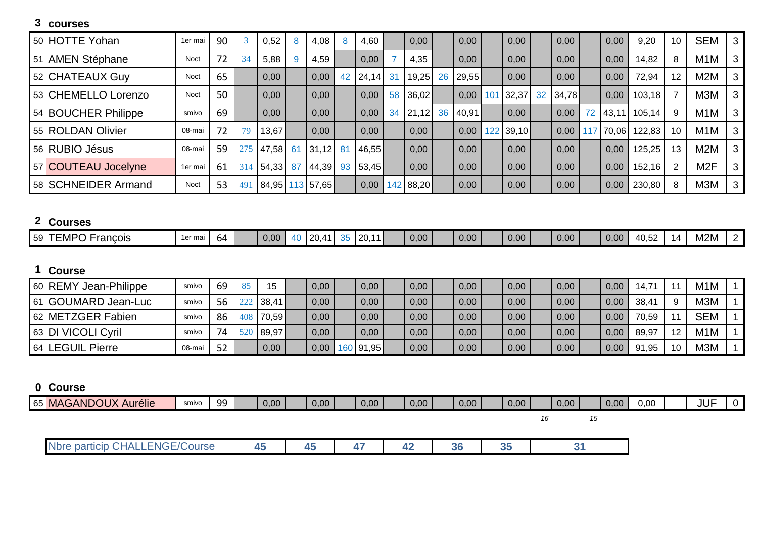**3 courses**

| | | | | | | | | | | | | | | | | | | | | | | | |
|---|---|---|---|---|---|---|---|---|---|---|---|---|---|---|---|---|---|---|---|---|---|---|---|
| 50 | HOTTE Yohan | 1er mai | 90 | 3 | 0,52 | 8 | 4,08 | 8 | 4,60 | | 0,00 | | 0,00 | | 0,00 | | 0,00 | | 0,00 | 9,20 | 10 | SEM | 3 |
| 51 | AMEN Stéphane | Noct | 72 | 34 | 5,88 | 9 | 4,59 | | 0,00 | 7 | 4,35 | | 0,00 | | 0,00 | | 0,00 | | 0,00 | 14,82 | 8 | M1M | 3 |
| 52 | CHATEAUX Guy | Noct | 65 | | 0,00 | | 0,00 | 42 | 24,14 | 31 | 19,25 | 26 | 29,55 | | 0,00 | | 0,00 | | 0,00 | 72,94 | 12 | M2M | 3 |
| 53 | CHEMELLO Lorenzo | Noct | 50 | | 0,00 | | 0,00 | | 0,00 | 58 | 36,02 | | 0,00 | 101 | 32,37 | 32 | 34,78 | | 0,00 | 103,18 | 7 | M3M | 3 |
| 54 | BOUCHER Philippe | smivo | 69 | | 0,00 | | 0,00 | | 0,00 | 34 | 21,12 | 36 | 40,91 | | 0,00 | | 0,00 | 72 | 43,11 | 105,14 | 9 | M1M | 3 |
| 55 | ROLDAN Olivier | 08-mai | 72 | 79 | 13,67 | | 0,00 | | 0,00 | | 0,00 | | 0,00 | 122 | 39,10 | | 0,00 | 117 | 70,06 | 122,83 | 10 | M1M | 3 |
| 56 | RUBIO Jésus | 08-mai | 59 | 275 | 47,58 | 61 | 31,12 | 81 | 46,55 | | 0,00 | | 0,00 | | 0,00 | | 0,00 | | 0,00 | 125,25 | 13 | M2M | 3 |
| 57 | COUTEAU Jocelyne | 1er mai | 61 | 314 | 54,33 | 87 | 44,39 | 93 | 53,45 | | 0,00 | | 0,00 | | 0,00 | | 0,00 | | 0,00 | 152,16 | 2 | M2F | 3 |
| 58 | SCHNEIDER Armand | Noct | 53 | 491 | 84,95 | 113 | 57,65 | | 0,00 | 142 | 88,20 | | 0,00 | | 0,00 | | 0,00 | | 0,00 | 230,80 | 8 | M3M | 3 |

**2 Courses**

| | | | | | | | | | | | | | | | | | | | | | | | |
|---|---|---|---|---|---|---|---|---|---|---|---|---|---|---|---|---|---|---|---|---|---|---|---|
| 59 | TEMPO François | 1er mai | 64 | | 0,00 | 40 | 20,41 | 35 | 20,11 | | 0,00 | | 0,00 | | 0,00 | | 0,00 | | 0,00 | 40,52 | 14 | M2M | 2 |

**1 Course**

| | | | | | | | | | | | | | | | | | | | | | | | |
|---|---|---|---|---|---|---|---|---|---|---|---|---|---|---|---|---|---|---|---|---|---|---|---|
| 60 | REMY Jean-Philippe | smivo | 69 | 85 | 15 | | 0,00 | | 0,00 | | 0,00 | | 0,00 | | 0,00 | | 0,00 | | 0,00 | 14,71 | 11 | M1M | 1 |
| 61 | GOUMARD Jean-Luc | smivo | 56 | 222 | 38,41 | | 0,00 | | 0,00 | | 0,00 | | 0,00 | | 0,00 | | 0,00 | | 0,00 | 38,41 | 9 | M3M | 1 |
| 62 | METZGER Fabien | smivo | 86 | 408 | 70,59 | | 0,00 | | 0,00 | | 0,00 | | 0,00 | | 0,00 | | 0,00 | | 0,00 | 70,59 | 11 | SEM | 1 |
| 63 | DI VICOLI Cyril | smivo | 74 | 520 | 89,97 | | 0,00 | | 0,00 | | 0,00 | | 0,00 | | 0,00 | | 0,00 | | 0,00 | 89,97 | 12 | M1M | 1 |
| 64 | LEGUIL Pierre | 08-mai | 52 | | 0,00 | | 0,00 | 160 | 91,95 | | 0,00 | | 0,00 | | 0,00 | | 0,00 | | 0,00 | 91,95 | 10 | M3M | 1 |

**0 Course**

| | | | | | | | | | | | | | | | | | | | | | | | |
|---|---|---|---|---|---|---|---|---|---|---|---|---|---|---|---|---|---|---|---|---|---|---|---|
| 65 | MAGANDOUX Aurélie | smivo | 99 | | 0,00 | | 0,00 | | 0,00 | | 0,00 | | 0,00 | | 0,00 | | 0,00 | | 0,00 | 0,00 | | JUF | 0 |
| | | | | | | | | | | | | | | | | *16* | | *15* | | | | | |

| Nbre particip CHALLENGE/Course | 45 | 45 | 47 | 42 | 36 | 35 | 31 |
|---|---|---|---|---|---|---|---|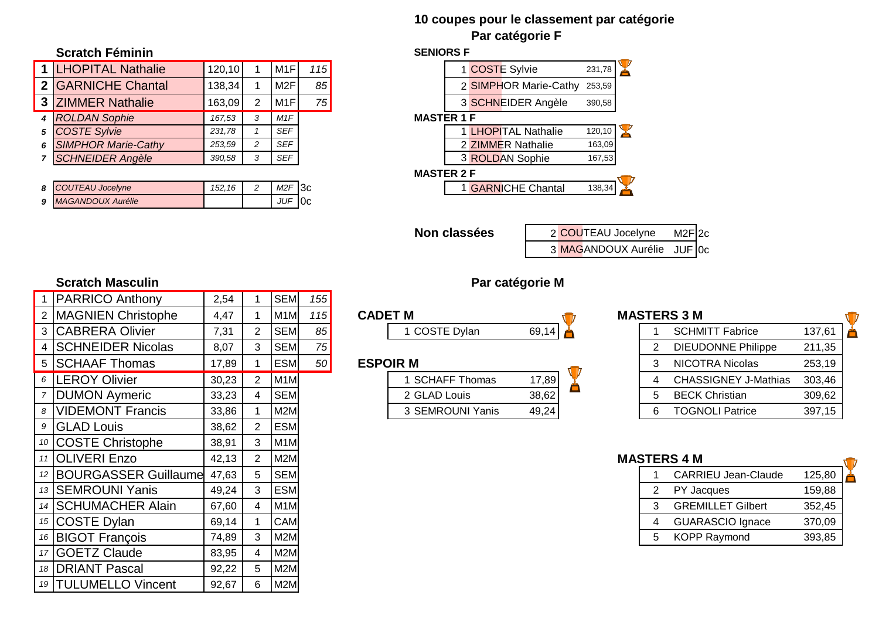### Scratch Féminin

| | | | | | |
|---|---|---|---|---|---|
| 1 | LHOPITAL Nathalie | 120,10 | 1 | M1F | 115 |
| 2 | GARNICHE Chantal | 138,34 | 1 | M2F | 85 |
| 3 | ZIMMER Nathalie | 163,09 | 2 | M1F | 75 |
| 4 | ROLDAN Sophie | 167,53 | 3 | M1F | |
| 5 | COSTE Sylvie | 231,78 | 1 | SEF | |
| 6 | SIMPHOR Marie-Cathy | 253,59 | 2 | SEF | |
| 7 | SCHNEIDER Angèle | 390,58 | 3 | SEF | |

| | | | | | |
|---|---|---|---|---|---|
| 8 | COUTEAU Jocelyne | 152,16 | 2 | M2F | 3c |
| 9 | MAGANDOUX Aurélie | | | JUF | 0c |

## 10 coupes pour le classement par catégorie

### Par catégorie F

**SENIORS F**

| | | |
|---|---|---|
| 1 | COSTE Sylvie | 231,78 |
| 2 | SIMPHOR Marie-Cathy | 253,59 |
| 3 | SCHNEIDER Angèle | 390,58 |

**MASTER 1 F**

| | | |
|---|---|---|
| 1 | LHOPITAL Nathalie | 120,10 |
| 2 | ZIMMER Nathalie | 163,09 |
| 3 | ROLDAN Sophie | 167,53 |

**MASTER 2 F**

| | | |
|---|---|---|
| 1 | GARNICHE Chantal | 138,34 |

**Non classées**

| | | | |
|---|---|---|---|
| 2 | COUTEAU Jocelyne | M2F | 2c |
| 3 | MAGANDOUX Aurélie | JUF | 0c |

### Scratch Masculin

| | | | | | |
|---|---|---|---|---|---|
| 1 | PARRICO Anthony | 2,54 | 1 | SEM | 155 |
| 2 | MAGNIEN Christophe | 4,47 | 1 | M1M | 115 |
| 3 | CABRERA Olivier | 7,31 | 2 | SEM | 85 |
| 4 | SCHNEIDER Nicolas | 8,07 | 3 | SEM | 75 |
| 5 | SCHAAF Thomas | 17,89 | 1 | ESM | 50 |
| 6 | LEROY Olivier | 30,23 | 2 | M1M | |
| 7 | DUMON Aymeric | 33,23 | 4 | SEM | |
| 8 | VIDEMONT Francis | 33,86 | 1 | M2M | |
| 9 | GLAD Louis | 38,62 | 2 | ESM | |
| 10 | COSTE Christophe | 38,91 | 3 | M1M | |
| 11 | OLIVERI Enzo | 42,13 | 2 | M2M | |
| 12 | BOURGASSER Guillaume | 47,63 | 5 | SEM | |
| 13 | SEMROUNI Yanis | 49,24 | 3 | ESM | |
| 14 | SCHUMACHER Alain | 67,60 | 4 | M1M | |
| 15 | COSTE Dylan | 69,14 | 1 | CAM | |
| 16 | BIGOT François | 74,89 | 3 | M2M | |
| 17 | GOETZ Claude | 83,95 | 4 | M2M | |
| 18 | DRIANT Pascal | 92,22 | 5 | M2M | |
| 19 | TULUMELLO Vincent | 92,67 | 6 | M2M | |

### Par catégorie M

**CADET M**

| | | |
|---|---|---|
| 1 | COSTE Dylan | 69,14 |

**ESPOIR M**

| | | |
|---|---|---|
| 1 | SCHAFF Thomas | 17,89 |
| 2 | GLAD Louis | 38,62 |
| 3 | SEMROUNI Yanis | 49,24 |

**MASTERS 3 M**

| | | |
|---|---|---|
| 1 | SCHMITT Fabrice | 137,61 |
| 2 | DIEUDONNE Philippe | 211,35 |
| 3 | NICOTRA Nicolas | 253,19 |
| 4 | CHASSIGNEY J-Mathias | 303,46 |
| 5 | BECK Christian | 309,62 |
| 6 | TOGNOLI Patrice | 397,15 |

**MASTERS 4 M**

| | | |
|---|---|---|
| 1 | CARRIEU Jean-Claude | 125,80 |
| 2 | PY Jacques | 159,88 |
| 3 | GREMILLET Gilbert | 352,45 |
| 4 | GUARASCIO Ignace | 370,09 |
| 5 | KOPP Raymond | 393,85 |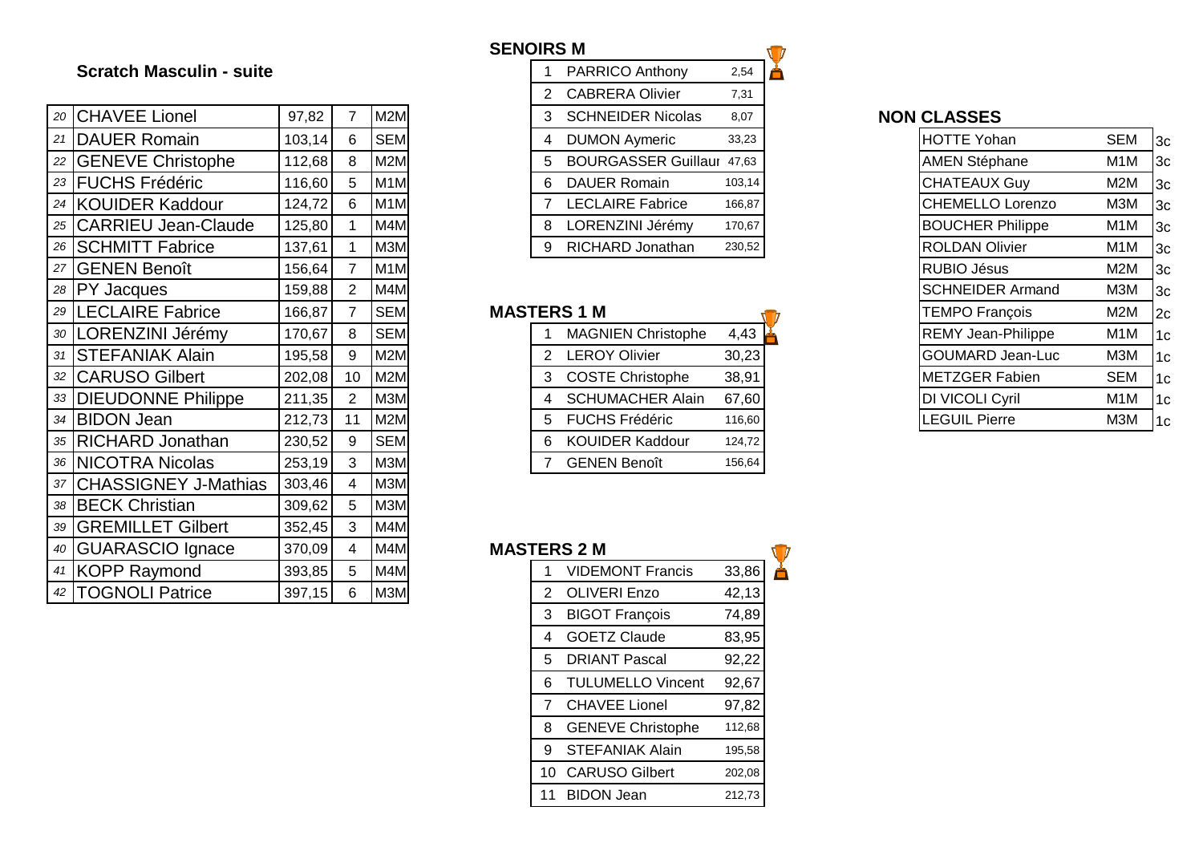### Scratch Masculin - suite

| | | | | |
|---|---|---|---|---|
| 20 | CHAVEE Lionel | 97,82 | 7 | M2M |
| 21 | DAUER Romain | 103,14 | 6 | SEM |
| 22 | GENEVE Christophe | 112,68 | 8 | M2M |
| 23 | FUCHS Frédéric | 116,60 | 5 | M1M |
| 24 | KOUIDER Kaddour | 124,72 | 6 | M1M |
| 25 | CARRIEU Jean-Claude | 125,80 | 1 | M4M |
| 26 | SCHMITT Fabrice | 137,61 | 1 | M3M |
| 27 | GENEN Benoît | 156,64 | 7 | M1M |
| 28 | PY Jacques | 159,88 | 2 | M4M |
| 29 | LECLAIRE Fabrice | 166,87 | 7 | SEM |
| 30 | LORENZINI Jérémy | 170,67 | 8 | SEM |
| 31 | STEFANIAK Alain | 195,58 | 9 | M2M |
| 32 | CARUSO Gilbert | 202,08 | 10 | M2M |
| 33 | DIEUDONNE Philippe | 211,35 | 2 | M3M |
| 34 | BIDON Jean | 212,73 | 11 | M2M |
| 35 | RICHARD Jonathan | 230,52 | 9 | SEM |
| 36 | NICOTRA Nicolas | 253,19 | 3 | M3M |
| 37 | CHASSIGNEY J-Mathias | 303,46 | 4 | M3M |
| 38 | BECK Christian | 309,62 | 5 | M3M |
| 39 | GREMILLET Gilbert | 352,45 | 3 | M4M |
| 40 | GUARASCIO Ignace | 370,09 | 4 | M4M |
| 41 | KOPP Raymond | 393,85 | 5 | M4M |
| 42 | TOGNOLI Patrice | 397,15 | 6 | M3M |

### SENOIRS M

| | | |
|---|---|---|
| 1 | PARRICO Anthony | 2,54 |
| 2 | CABRERA Olivier | 7,31 |
| 3 | SCHNEIDER Nicolas | 8,07 |
| 4 | DUMON Aymeric | 33,23 |
| 5 | BOURGASSER Guillaur | 47,63 |
| 6 | DAUER Romain | 103,14 |
| 7 | LECLAIRE Fabrice | 166,87 |
| 8 | LORENZINI Jérémy | 170,67 |
| 9 | RICHARD Jonathan | 230,52 |

### MASTERS 1 M

| | | |
|---|---|---|
| 1 | MAGNIEN Christophe | 4,43 |
| 2 | LEROY Olivier | 30,23 |
| 3 | COSTE Christophe | 38,91 |
| 4 | SCHUMACHER Alain | 67,60 |
| 5 | FUCHS Frédéric | 116,60 |
| 6 | KOUIDER Kaddour | 124,72 |
| 7 | GENEN Benoît | 156,64 |

### MASTERS 2 M

| | | |
|---|---|---|
| 1 | VIDEMONT Francis | 33,86 |
| 2 | OLIVERI Enzo | 42,13 |
| 3 | BIGOT François | 74,89 |
| 4 | GOETZ Claude | 83,95 |
| 5 | DRIANT Pascal | 92,22 |
| 6 | TULUMELLO Vincent | 92,67 |
| 7 | CHAVEE Lionel | 97,82 |
| 8 | GENEVE Christophe | 112,68 |
| 9 | STEFANIAK Alain | 195,58 |
| 10 | CARUSO Gilbert | 202,08 |
| 11 | BIDON Jean | 212,73 |

### NON CLASSES

| | | |
|---|---|---|
| HOTTE Yohan | SEM | 3c |
| AMEN Stéphane | M1M | 3c |
| CHATEAUX Guy | M2M | 3c |
| CHEMELLO Lorenzo | M3M | 3c |
| BOUCHER Philippe | M1M | 3c |
| ROLDAN Olivier | M1M | 3c |
| RUBIO Jésus | M2M | 3c |
| SCHNEIDER Armand | M3M | 3c |
| TEMPO François | M2M | 2c |
| REMY Jean-Philippe | M1M | 1c |
| GOUMARD Jean-Luc | M3M | 1c |
| METZGER Fabien | SEM | 1c |
| DI VICOLI Cyril | M1M | 1c |
| LEGUIL Pierre | M3M | 1c |